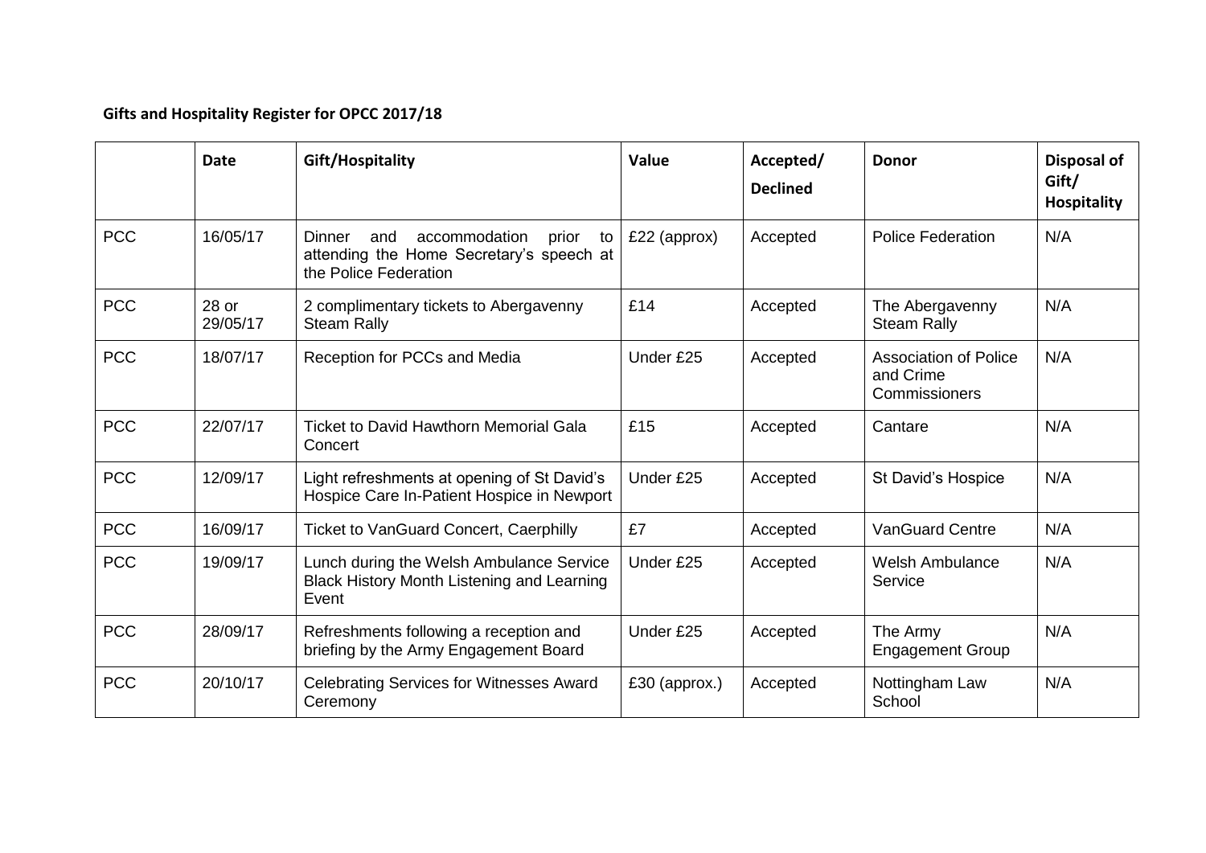**Gifts and Hospitality Register for OPCC 2017/18**

| | Date | Gift/Hospitality | Value | Accepted/ Declined | Donor | Disposal of Gift/ Hospitality |
|---|---|---|---|---|---|---|
| PCC | 16/05/17 | Dinner and accommodation prior to attending the Home Secretary's speech at the Police Federation | £22 (approx) | Accepted | Police Federation | N/A |
| PCC | 28 or 29/05/17 | 2 complimentary tickets to Abergavenny Steam Rally | £14 | Accepted | The Abergavenny Steam Rally | N/A |
| PCC | 18/07/17 | Reception for PCCs and Media | Under £25 | Accepted | Association of Police and Crime Commissioners | N/A |
| PCC | 22/07/17 | Ticket to David Hawthorn Memorial Gala Concert | £15 | Accepted | Cantare | N/A |
| PCC | 12/09/17 | Light refreshments at opening of St David's Hospice Care In-Patient Hospice in Newport | Under £25 | Accepted | St David's Hospice | N/A |
| PCC | 16/09/17 | Ticket to VanGuard Concert, Caerphilly | £7 | Accepted | VanGuard Centre | N/A |
| PCC | 19/09/17 | Lunch during the Welsh Ambulance Service Black History Month Listening and Learning Event | Under £25 | Accepted | Welsh Ambulance Service | N/A |
| PCC | 28/09/17 | Refreshments following a reception and briefing by the Army Engagement Board | Under £25 | Accepted | The Army Engagement Group | N/A |
| PCC | 20/10/17 | Celebrating Services for Witnesses Award Ceremony | £30 (approx.) | Accepted | Nottingham Law School | N/A |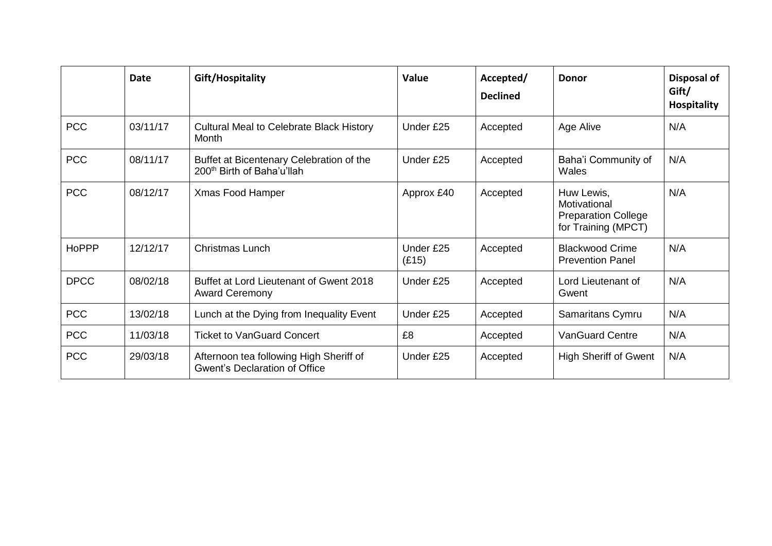| | Date | Gift/Hospitality | Value | Accepted/ Declined | Donor | Disposal of Gift/ Hospitality |
|---|---|---|---|---|---|---|
| PCC | 03/11/17 | Cultural Meal to Celebrate Black History Month | Under £25 | Accepted | Age Alive | N/A |
| PCC | 08/11/17 | Buffet at Bicentenary Celebration of the 200th Birth of Baha'u'llah | Under £25 | Accepted | Baha'i Community of Wales | N/A |
| PCC | 08/12/17 | Xmas Food Hamper | Approx £40 | Accepted | Huw Lewis, Motivational Preparation College for Training (MPCT) | N/A |
| HoPPP | 12/12/17 | Christmas Lunch | Under £25 (£15) | Accepted | Blackwood Crime Prevention Panel | N/A |
| DPCC | 08/02/18 | Buffet at Lord Lieutenant of Gwent 2018 Award Ceremony | Under £25 | Accepted | Lord Lieutenant of Gwent | N/A |
| PCC | 13/02/18 | Lunch at the Dying from Inequality Event | Under £25 | Accepted | Samaritans Cymru | N/A |
| PCC | 11/03/18 | Ticket to VanGuard Concert | £8 | Accepted | VanGuard Centre | N/A |
| PCC | 29/03/18 | Afternoon tea following High Sheriff of Gwent's Declaration of Office | Under £25 | Accepted | High Sheriff of Gwent | N/A |